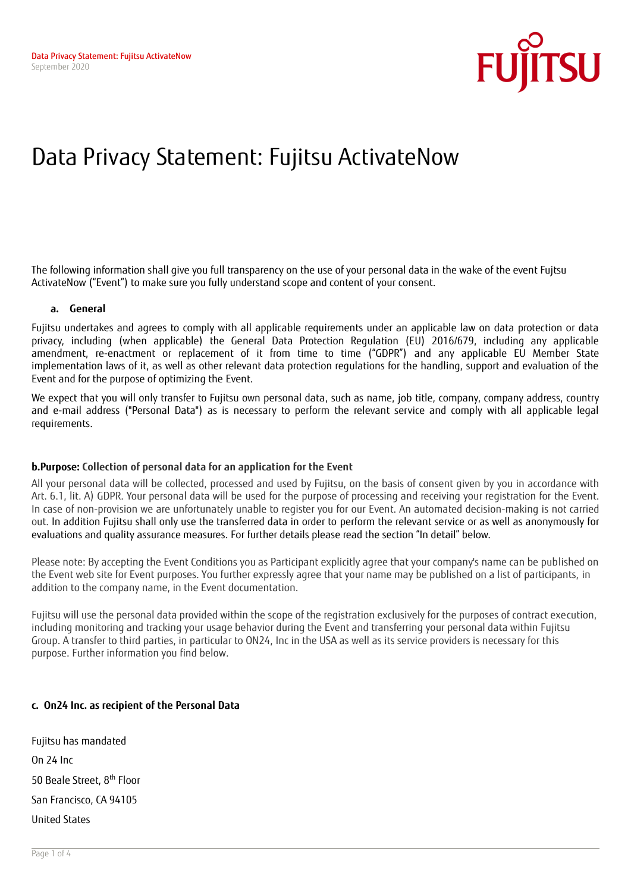# Data Privacy Statement: Fujitsu ActivateNow

The following information shall give you full transparency on the use of your personal data in the wake of the event Fujtsu ActivateNow ("Event") to make sure you fully understand scope and content of your consent.

## a. General

Fujitsu undertakes and agrees to comply with all applicable requirements under an applicable law on data protection or data privacy, including (when applicable) the General Data Protection Regulation (EU) 2016/679, including any applicable amendment, re-enactment or replacement of it from time to time ("GDPR") and any applicable EU Member State implementation laws of it, as well as other relevant data protection regulations for the handling, support and evaluation of the Event and for the purpose of optimizing the Event.

We expect that you will only transfer to Fujitsu own personal data, such as name, job title, company, company address, country and e-mail address ("Personal Data") as is necessary to perform the relevant service and comply with all applicable legal requirements.

## b.Purpose: Collection of personal data for an application for the Event

All your personal data will be collected, processed and used by Fujitsu, on the basis of consent given by you in accordance with Art. 6.1, lit. A) GDPR. Your personal data will be used for the purpose of processing and receiving your registration for the Event. In case of non-provision we are unfortunately unable to register you for our Event. An automated decision-making is not carried out. In addition Fujitsu shall only use the transferred data in order to perform the relevant service or as well as anonymously for evaluations and quality assurance measures. For further details please read the section "In detail" below.

Please note: By accepting the Event Conditions you as Participant explicitly agree that your company's name can be published on the Event web site for Event purposes. You further expressly agree that your name may be published on a list of participants, in addition to the company name, in the Event documentation.

Fujitsu will use the personal data provided within the scope of the registration exclusively for the purposes of contract execution, including monitoring and tracking your usage behavior during the Event and transferring your personal data within Fujitsu Group. A transfer to third parties, in particular to ON24, Inc in the USA as well as its service providers is necessary for this purpose. Further information you find below.

## c. On24 Inc. as recipient of the Personal Data

Fujitsu has mandated

On 24 Inc

50 Beale Street, 8th Floor

San Francisco, CA 94105

United States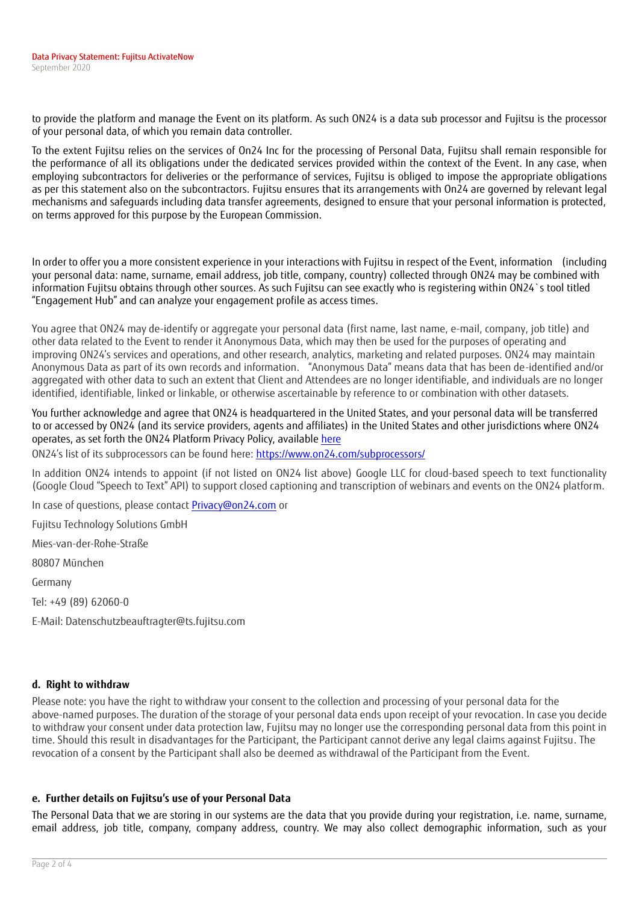to provide the platform and manage the Event on its platform. As such ON24 is a data sub processor and Fujitsu is the processor of your personal data, of which you remain data controller.

To the extent Fujitsu relies on the services of On24 Inc for the processing of Personal Data, Fujitsu shall remain responsible for the performance of all its obligations under the dedicated services provided within the context of the Event. In any case, when employing subcontractors for deliveries or the performance of services, Fujitsu is obliged to impose the appropriate obligations as per this statement also on the subcontractors. Fujitsu ensures that its arrangements with On24 are governed by relevant legal mechanisms and safeguards including data transfer agreements, designed to ensure that your personal information is protected, on terms approved for this purpose by the European Commission.

In order to offer you a more consistent experience in your interactions with Fujitsu in respect of the Event, information (including your personal data: name, surname, email address, job title, company, country) collected through ON24 may be combined with information Fujitsu obtains through other sources. As such Fujitsu can see exactly who is registering within ON24`s tool titled "Engagement Hub" and can analyze your engagement profile as access times.

You agree that ON24 may de-identify or aggregate your personal data (first name, last name, e-mail, company, job title) and other data related to the Event to render it Anonymous Data, which may then be used for the purposes of operating and improving ON24's services and operations, and other research, analytics, marketing and related purposes. ON24 may maintain Anonymous Data as part of its own records and information. "Anonymous Data" means data that has been de-identified and/or aggregated with other data to such an extent that Client and Attendees are no longer identifiable, and individuals are no longer identified, identifiable, linked or linkable, or otherwise ascertainable by reference to or combination with other datasets.

You further acknowledge and agree that ON24 is headquartered in the United States, and your personal data will be transferred to or accessed by ON24 (and its service providers, agents and affiliates) in the United States and other jurisdictions where ON24 operates, as set forth the ON24 Platform Privacy Policy, available here

ON24's list of its subprocessors can be found here: https://www.on24.com/subprocessors/

In addition ON24 intends to appoint (if not listed on ON24 list above) Google LLC for cloud-based speech to text functionality (Google Cloud "Speech to Text" API) to support closed captioning and transcription of webinars and events on the ON24 platform.

In case of questions, please contact Privacy@on24.com or

Fujitsu Technology Solutions GmbH

Mies-van-der-Rohe-Straße

80807 München

Germany

Tel: +49 (89) 62060-0

E-Mail: Datenschutzbeauftragter@ts.fujitsu.com

### d. Right to withdraw

Please note: you have the right to withdraw your consent to the collection and processing of your personal data for the above-named purposes. The duration of the storage of your personal data ends upon receipt of your revocation. In case you decide to withdraw your consent under data protection law, Fujitsu may no longer use the corresponding personal data from this point in time. Should this result in disadvantages for the Participant, the Participant cannot derive any legal claims against Fujitsu. The revocation of a consent by the Participant shall also be deemed as withdrawal of the Participant from the Event.

### e. Further details on Fujitsu's use of your Personal Data

The Personal Data that we are storing in our systems are the data that you provide during your registration, i.e. name, surname, email address, job title, company, company address, country. We may also collect demographic information, such as your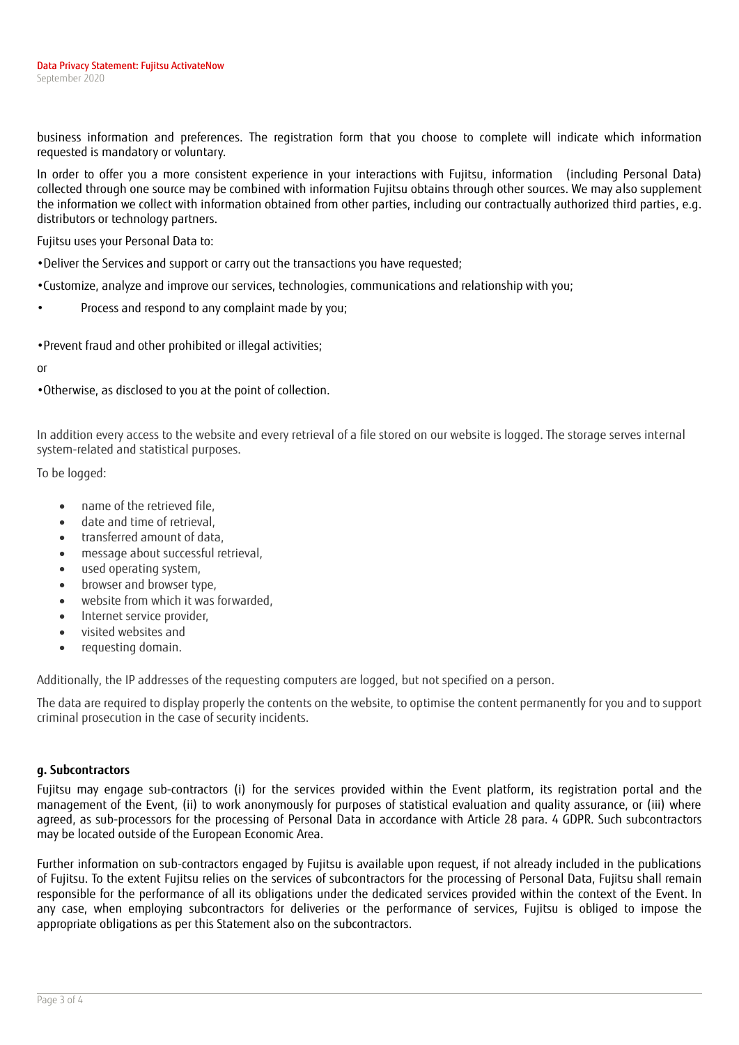business information and preferences. The registration form that you choose to complete will indicate which information requested is mandatory or voluntary.

In order to offer you a more consistent experience in your interactions with Fujitsu, information (including Personal Data) collected through one source may be combined with information Fujitsu obtains through other sources. We may also supplement the information we collect with information obtained from other parties, including our contractually authorized third parties, e.g. distributors or technology partners.

Fujitsu uses your Personal Data to:

- Deliver the Services and support or carry out the transactions you have requested;
- Customize, analyze and improve our services, technologies, communications and relationship with you;
- Process and respond to any complaint made by you;
- Prevent fraud and other prohibited or illegal activities;

or

- Otherwise, as disclosed to you at the point of collection.

In addition every access to the website and every retrieval of a file stored on our website is logged. The storage serves internal system-related and statistical purposes.

To be logged:

- name of the retrieved file,
- date and time of retrieval,
- transferred amount of data,
- message about successful retrieval,
- used operating system,
- browser and browser type,
- website from which it was forwarded,
- Internet service provider,
- visited websites and
- requesting domain.

Additionally, the IP addresses of the requesting computers are logged, but not specified on a person.

The data are required to display properly the contents on the website, to optimise the content permanently for you and to support criminal prosecution in the case of security incidents.

**g. Subcontractors**

Fujitsu may engage sub-contractors (i) for the services provided within the Event platform, its registration portal and the management of the Event, (ii) to work anonymously for purposes of statistical evaluation and quality assurance, or (iii) where agreed, as sub-processors for the processing of Personal Data in accordance with Article 28 para. 4 GDPR. Such subcontractors may be located outside of the European Economic Area.

Further information on sub-contractors engaged by Fujitsu is available upon request, if not already included in the publications of Fujitsu. To the extent Fujitsu relies on the services of subcontractors for the processing of Personal Data, Fujitsu shall remain responsible for the performance of all its obligations under the dedicated services provided within the context of the Event. In any case, when employing subcontractors for deliveries or the performance of services, Fujitsu is obliged to impose the appropriate obligations as per this Statement also on the subcontractors.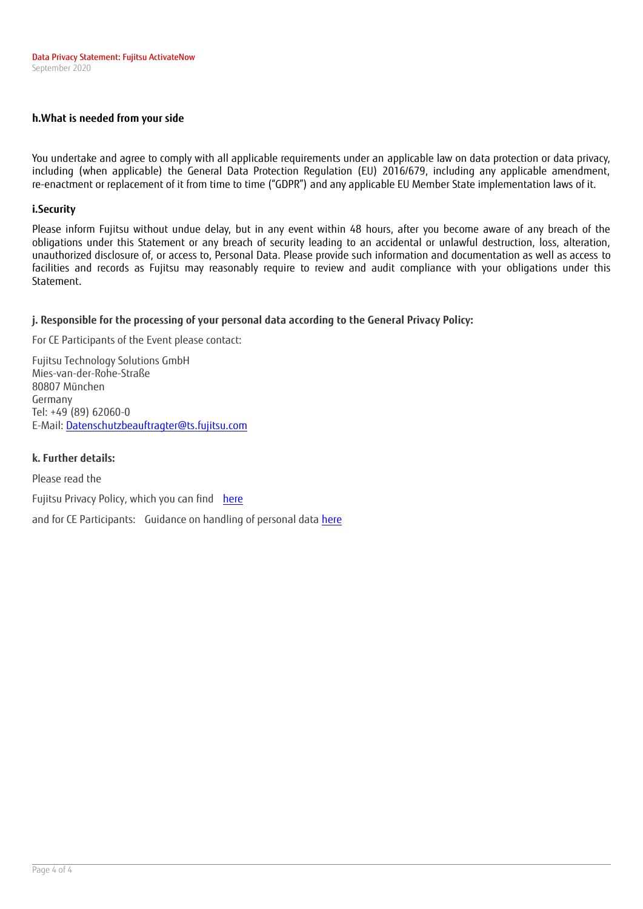### h. What is needed from your side

You undertake and agree to comply with all applicable requirements under an applicable law on data protection or data privacy, including (when applicable) the General Data Protection Regulation (EU) 2016/679, including any applicable amendment, re-enactment or replacement of it from time to time ("GDPR") and any applicable EU Member State implementation laws of it.

### i. Security

Please inform Fujitsu without undue delay, but in any event within 48 hours, after you become aware of any breach of the obligations under this Statement or any breach of security leading to an accidental or unlawful destruction, loss, alteration, unauthorized disclosure of, or access to, Personal Data. Please provide such information and documentation as well as access to facilities and records as Fujitsu may reasonably require to review and audit compliance with your obligations under this Statement.

### j. Responsible for the processing of your personal data according to the General Privacy Policy:

For CE Participants of the Event please contact:

Fujitsu Technology Solutions GmbH
Mies-van-der-Rohe-Straße
80807 München
Germany
Tel: +49 (89) 62060-0
E-Mail: Datenschutzbeauftragter@ts.fujitsu.com

### k. Further details:

Please read the

Fujitsu Privacy Policy, which you can find here

and for CE Participants: Guidance on handling of personal data here